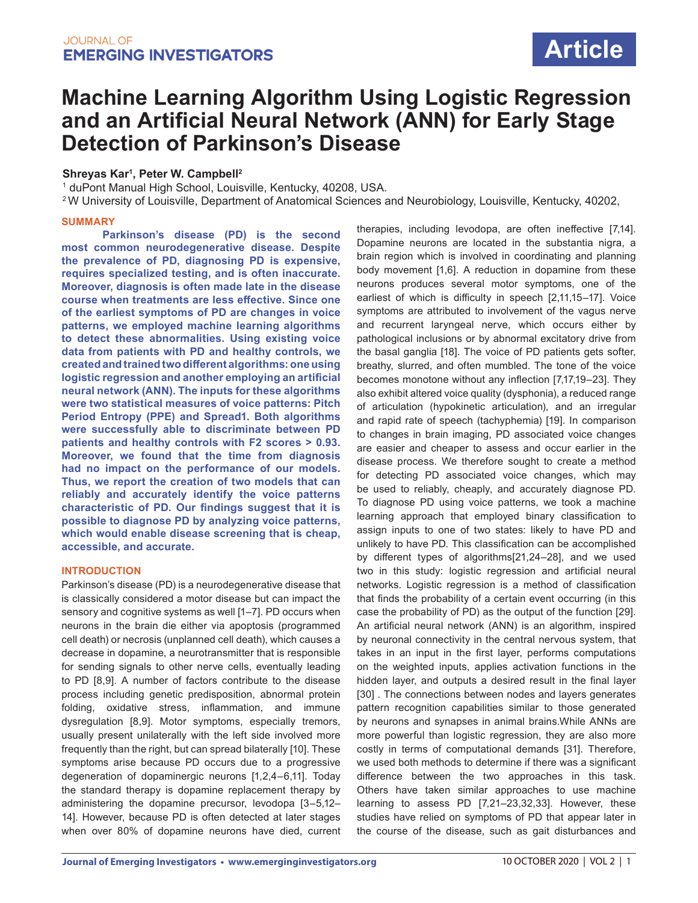# Machine Learning Algorithm Using Logistic Regression and an Artificial Neural Network (ANN) for Early Stage Detection of Parkinson's Disease

**Shreyas Kar[1], Peter W. Campbell[2]**

[1] duPont Manual High School, Louisville, Kentucky, 40208, USA.

[2] W University of Louisville, Department of Anatomical Sciences and Neurobiology, Louisville, Kentucky, 40202,

## SUMMARY

**Parkinson's disease (PD) is the second most common neurodegenerative disease. Despite the prevalence of PD, diagnosing PD is expensive, requires specialized testing, and is often inaccurate. Moreover, diagnosis is often made late in the disease course when treatments are less effective. Since one of the earliest symptoms of PD are changes in voice patterns, we employed machine learning algorithms to detect these abnormalities. Using existing voice data from patients with PD and healthy controls, we created and trained two different algorithms: one using logistic regression and another employing an artificial neural network (ANN). The inputs for these algorithms were two statistical measures of voice patterns: Pitch Period Entropy (PPE) and Spread1. Both algorithms were successfully able to discriminate between PD patients and healthy controls with F2 scores > 0.93. Moreover, we found that the time from diagnosis had no impact on the performance of our models. Thus, we report the creation of two models that can reliably and accurately identify the voice patterns characteristic of PD. Our findings suggest that it is possible to diagnose PD by analyzing voice patterns, which would enable disease screening that is cheap, accessible, and accurate.**

## INTRODUCTION

Parkinson's disease (PD) is a neurodegenerative disease that is classically considered a motor disease but can impact the sensory and cognitive systems as well [1–7]. PD occurs when neurons in the brain die either via apoptosis (programmed cell death) or necrosis (unplanned cell death), which causes a decrease in dopamine, a neurotransmitter that is responsible for sending signals to other nerve cells, eventually leading to PD [8,9]. A number of factors contribute to the disease process including genetic predisposition, abnormal protein folding, oxidative stress, inflammation, and immune dysregulation [8,9]. Motor symptoms, especially tremors, usually present unilaterally with the left side involved more frequently than the right, but can spread bilaterally [10]. These symptoms arise because PD occurs due to a progressive degeneration of dopaminergic neurons [1,2,4–6,11]. Today the standard therapy is dopamine replacement therapy by administering the dopamine precursor, levodopa [3–5,12–14]. However, because PD is often detected at later stages when over 80% of dopamine neurons have died, current therapies, including levodopa, are often ineffective [7,14]. Dopamine neurons are located in the substantia nigra, a brain region which is involved in coordinating and planning body movement [1,6]. A reduction in dopamine from these neurons produces several motor symptoms, one of the earliest of which is difficulty in speech [2,11,15–17]. Voice symptoms are attributed to involvement of the vagus nerve and recurrent laryngeal nerve, which occurs either by pathological inclusions or by abnormal excitatory drive from the basal ganglia [18]. The voice of PD patients gets softer, breathy, slurred, and often mumbled. The tone of the voice becomes monotone without any inflection [7,17,19–23]. They also exhibit altered voice quality (dysphonia), a reduced range of articulation (hypokinetic articulation), and an irregular and rapid rate of speech (tachyphemia) [19]. In comparison to changes in brain imaging, PD associated voice changes are easier and cheaper to assess and occur earlier in the disease process. We therefore sought to create a method for detecting PD associated voice changes, which may be used to reliably, cheaply, and accurately diagnose PD. To diagnose PD using voice patterns, we took a machine learning approach that employed binary classification to assign inputs to one of two states: likely to have PD and unlikely to have PD. This classification can be accomplished by different types of algorithms[21,24–28], and we used two in this study: logistic regression and artificial neural networks. Logistic regression is a method of classification that finds the probability of a certain event occurring (in this case the probability of PD) as the output of the function [29]. An artificial neural network (ANN) is an algorithm, inspired by neuronal connectivity in the central nervous system, that takes in an input in the first layer, performs computations on the weighted inputs, applies activation functions in the hidden layer, and outputs a desired result in the final layer [30] . The connections between nodes and layers generates pattern recognition capabilities similar to those generated by neurons and synapses in animal brains.While ANNs are more powerful than logistic regression, they are also more costly in terms of computational demands [31]. Therefore, we used both methods to determine if there was a significant difference between the two approaches in this task. Others have taken similar approaches to use machine learning to assess PD [7,21–23,32,33]. However, these studies have relied on symptoms of PD that appear later in the course of the disease, such as gait disturbances and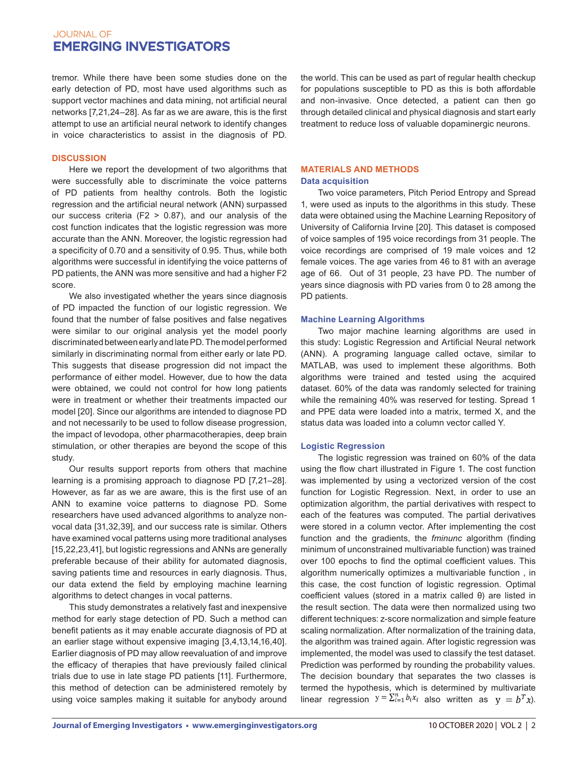tremor. While there have been some studies done on the early detection of PD, most have used algorithms such as support vector machines and data mining, not artificial neural networks [7,21,24–28]. As far as we are aware, this is the first attempt to use an artificial neural network to identify changes in voice characteristics to assist in the diagnosis of PD.

## DISCUSSION

Here we report the development of two algorithms that were successfully able to discriminate the voice patterns of PD patients from healthy controls. Both the logistic regression and the artificial neural network (ANN) surpassed our success criteria (F2 > 0.87), and our analysis of the cost function indicates that the logistic regression was more accurate than the ANN. Moreover, the logistic regression had a specificity of 0.70 and a sensitivity of 0.95. Thus, while both algorithms were successful in identifying the voice patterns of PD patients, the ANN was more sensitive and had a higher F2 score.

We also investigated whether the years since diagnosis of PD impacted the function of our logistic regression. We found that the number of false positives and false negatives were similar to our original analysis yet the model poorly discriminated between early and late PD. The model performed similarly in discriminating normal from either early or late PD. This suggests that disease progression did not impact the performance of either model. However, due to how the data were obtained, we could not control for how long patients were in treatment or whether their treatments impacted our model [20]. Since our algorithms are intended to diagnose PD and not necessarily to be used to follow disease progression, the impact of levodopa, other pharmacotherapies, deep brain stimulation, or other therapies are beyond the scope of this study.

Our results support reports from others that machine learning is a promising approach to diagnose PD [7,21–28]. However, as far as we are aware, this is the first use of an ANN to examine voice patterns to diagnose PD. Some researchers have used advanced algorithms to analyze non-vocal data [31,32,39], and our success rate is similar. Others have examined vocal patterns using more traditional analyses [15,22,23,41], but logistic regressions and ANNs are generally preferable because of their ability for automated diagnosis, saving patients time and resources in early diagnosis. Thus, our data extend the field by employing machine learning algorithms to detect changes in vocal patterns.

This study demonstrates a relatively fast and inexpensive method for early stage detection of PD. Such a method can benefit patients as it may enable accurate diagnosis of PD at an earlier stage without expensive imaging [3,4,13,14,16,40]. Earlier diagnosis of PD may allow reevaluation of and improve the efficacy of therapies that have previously failed clinical trials due to use in late stage PD patients [11]. Furthermore, this method of detection can be administered remotely by using voice samples making it suitable for anybody around the world. This can be used as part of regular health checkup for populations susceptible to PD as this is both affordable and non-invasive. Once detected, a patient can then go through detailed clinical and physical diagnosis and start early treatment to reduce loss of valuable dopaminergic neurons.

## MATERIALS AND METHODS

### Data acquisition

Two voice parameters, Pitch Period Entropy and Spread 1, were used as inputs to the algorithms in this study. These data were obtained using the Machine Learning Repository of University of California Irvine [20]. This dataset is composed of voice samples of 195 voice recordings from 31 people. The voice recordings are comprised of 19 male voices and 12 female voices. The age varies from 46 to 81 with an average age of 66. Out of 31 people, 23 have PD. The number of years since diagnosis with PD varies from 0 to 28 among the PD patients.

### Machine Learning Algorithms

Two major machine learning algorithms are used in this study: Logistic Regression and Artificial Neural network (ANN). A programing language called octave, similar to MATLAB, was used to implement these algorithms. Both algorithms were trained and tested using the acquired dataset. 60% of the data was randomly selected for training while the remaining 40% was reserved for testing. Spread 1 and PPE data were loaded into a matrix, termed X, and the status data was loaded into a column vector called Y.

### Logistic Regression

The logistic regression was trained on 60% of the data using the flow chart illustrated in Figure 1. The cost function was implemented by using a vectorized version of the cost function for Logistic Regression. Next, in order to use an optimization algorithm, the partial derivatives with respect to each of the features was computed. The partial derivatives were stored in a column vector. After implementing the cost function and the gradients, the *fminunc* algorithm (finding minimum of unconstrained multivariable function) was trained over 100 epochs to find the optimal coefficient values. This algorithm numerically optimizes a multivariable function , in this case, the cost function of logistic regression. Optimal coefficient values (stored in a matrix called θ) are listed in the result section. The data were then normalized using two different techniques: z-score normalization and simple feature scaling normalization. After normalization of the training data, the algorithm was trained again. After logistic regression was implemented, the model was used to classify the test dataset. Prediction was performed by rounding the probability values. The decision boundary that separates the two classes is termed the hypothesis, which is determined by multivariate linear regression $y = \sum_{i=1}^{n} b_i x_i$ also written as $y = b^T x$).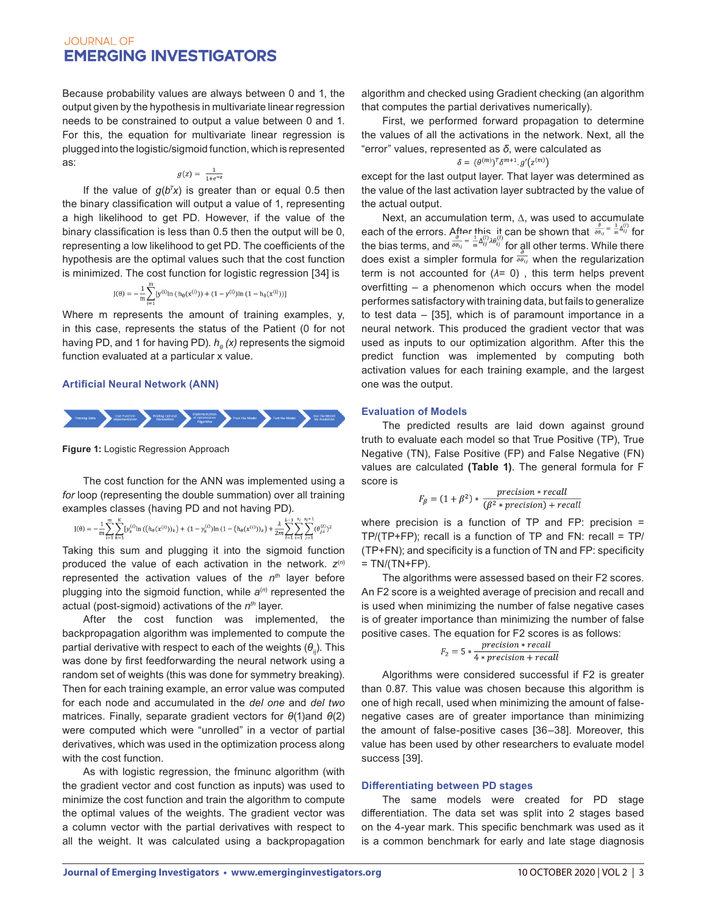Because probability values are always between 0 and 1, the output given by the hypothesis in multivariate linear regression needs to be constrained to output a value between 0 and 1. For this, the equation for multivariate linear regression is plugged into the logistic/sigmoid function, which is represented as:

$$g(z) = \frac{1}{1+e^{-z}}$$

If the value of $g(b^T x)$ is greater than or equal 0.5 then the binary classification will output a value of 1, representing a high likelihood to get PD. However, if the value of the binary classification is less than 0.5 then the output will be 0, representing a low likelihood to get PD. The coefficients of the hypothesis are the optimal values such that the cost function is minimized. The cost function for logistic regression [34] is

$$J(\theta) = -\frac{1}{m}\sum_{i=1}^{m}[y^{(i)}\ln(h_\theta(x^{(i)})) + (1-y^{(i)})\ln(1-h_\theta(x^{(i)}))]$$

Where m represents the amount of training examples, y, in this case, represents the status of the Patient (0 for not having PD, and 1 for having PD). $h_\theta(x)$ represents the sigmoid function evaluated at a particular x value.

### Artificial Neural Network (ANN)

Training Data → Cost Function Implementation → Finding Optimal Parameters → Implementation of Optimization Algorithm → Train the Model → Test the Model → Use the Model for Prediction

**Figure 1:** Logistic Regression Approach

The cost function for the ANN was implemented using a *for* loop (representing the double summation) over all training examples classes (having PD and not having PD).

$$J(\theta) = -\frac{1}{m}\sum_{i=1}^{m}\sum_{k=1}^{K}[y_k^{(i)}\ln((h_\theta(x^{(i)}))_k) + (1-y_k^{(i)})\ln(1-(h_\theta(x^{(i)}))_k) + \frac{\lambda}{2m}\sum_{l=1}^{L-1}\sum_{i=1}^{s_l}\sum_{j=1}^{s_l+1}(\theta_{j,i}^{(l)})^2$$

Taking this sum and plugging it into the sigmoid function produced the value of each activation in the network. $z^{(n)}$ represented the activation values of the $n^{th}$ layer before plugging into the sigmoid function, while $a^{(n)}$ represented the actual (post-sigmoid) activations of the $n^{th}$ layer.

After the cost function was implemented, the backpropagation algorithm was implemented to compute the partial derivative with respect to each of the weights ($\theta_{ij}$). This was done by first feedforwarding the neural network using a random set of weights (this was done for symmetry breaking). Then for each training example, an error value was computed for each node and accumulated in the *del one* and *del two* matrices. Finally, separate gradient vectors for $\theta(1)$and $\theta(2)$ were computed which were "unrolled" in a vector of partial derivatives, which was used in the optimization process along with the cost function.

As with logistic regression, the fminunc algorithm (with the gradient vector and cost function as inputs) was used to minimize the cost function and train the algorithm to compute the optimal values of the weights. The gradient vector was a column vector with the partial derivatives with respect to all the weight. It was calculated using a backpropagation algorithm and checked using Gradient checking (an algorithm that computes the partial derivatives numerically).

First, we performed forward propagation to determine the values of all the activations in the network. Next, all the "error" values, represented as $\delta$, were calculated as

$$\delta = (\theta^{(m)})^T \delta^{m+1}.g'(z^{(m)})$$

except for the last output layer. That layer was determined as the value of the last activation layer subtracted by the value of the actual output.

Next, an accumulation term, $\Delta$, was used to accumulate each of the errors. After this, it can be shown that $\frac{\partial}{\partial\theta_{ij}} = \frac{1}{m}\Delta_{ij}^{(l)}$ for the bias terms, and $\frac{\partial}{\partial\theta_{ij}} = \frac{1}{m}\Delta_{ij}^{(l)}\lambda\theta_{ij}^{(l)}$ for all other terms. While there does exist a simpler formula for $\frac{\partial}{\partial\theta_{ij}}$ when the regularization term is not accounted for ($\lambda$= 0) , this term helps prevent overfitting – a phenomenon which occurs when the model performes satisfactory with training data, but fails to generalize to test data – [35], which is of paramount importance in a neural network. This produced the gradient vector that was used as inputs to our optimization algorithm. After this the predict function was implemented by computing both activation values for each training example, and the largest one was the output.

### Evaluation of Models

The predicted results are laid down against ground truth to evaluate each model so that True Positive (TP), True Negative (TN), False Positive (FP) and False Negative (FN) values are calculated **(Table 1)**. The general formula for F score is

$$F_\beta = (1+\beta^2) * \frac{precision * recall}{(\beta^2 * precision) + recall}$$

where precision is a function of TP and FP: precision = TP/(TP+FP); recall is a function of TP and FN: recall = TP/(TP+FN); and specificity is a function of TN and FP: specificity = TN/(TN+FP).

The algorithms were assessed based on their F2 scores. An F2 score is a weighted average of precision and recall and is used when minimizing the number of false negative cases is of greater importance than minimizing the number of false positive cases. The equation for F2 scores is as follows:

$$F_2 = 5 * \frac{precision * recall}{4 * precision + recall}$$

Algorithms were considered successful if F2 is greater than 0.87. This value was chosen because this algorithm is one of high recall, used when minimizing the amount of false-negative cases are of greater importance than minimizing the amount of false-positive cases [36–38]. Moreover, this value has been used by other researchers to evaluate model success [39].

### Differentiating between PD stages

The same models were created for PD stage differentiation. The data set was split into 2 stages based on the 4-year mark. This specific benchmark was used as it is a common benchmark for early and late stage diagnosis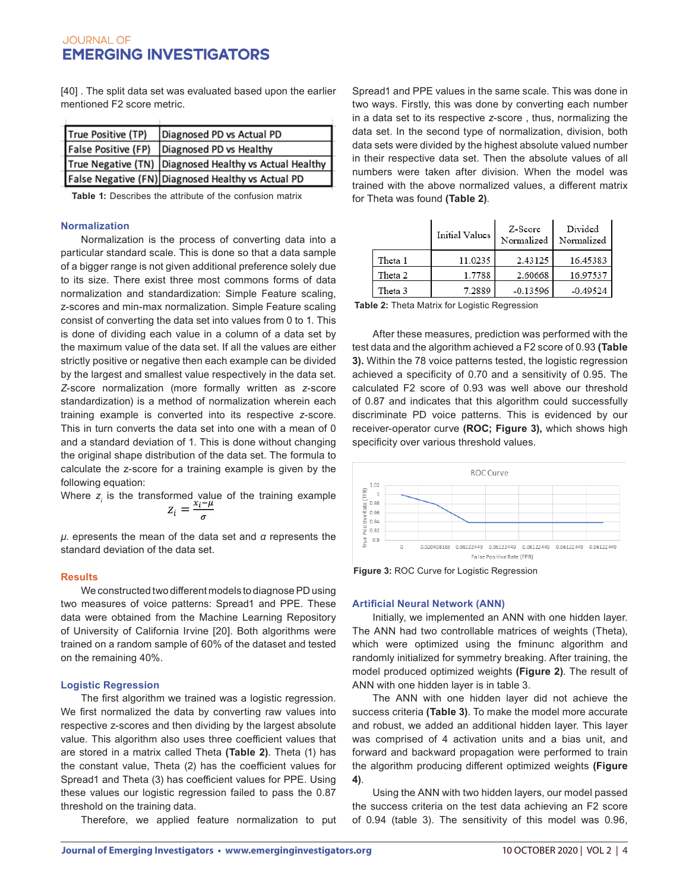[40] . The split data set was evaluated based upon the earlier mentioned F2 score metric.

| True Positive (TP) | Diagnosed PD vs Actual PD |
|---|---|
| False Positive (FP) | Diagnosed PD vs Healthy |
| True Negative (TN) | Diagnosed Healthy vs Actual Healthy |
| False Negative (FN) | Diagnosed Healthy vs Actual PD |

**Table 1:** Describes the attribute of the confusion matrix

### Normalization

Normalization is the process of converting data into a particular standard scale. This is done so that a data sample of a bigger range is not given additional preference solely due to its size. There exist three most commons forms of data normalization and standardization: Simple Feature scaling, z-scores and min-max normalization. Simple Feature scaling consist of converting the data set into values from 0 to 1. This is done of dividing each value in a column of a data set by the maximum value of the data set. If all the values are either strictly positive or negative then each example can be divided by the largest and smallest value respectively in the data set. *Z*-score normalization (more formally written as *z*-score standardization) is a method of normalization wherein each training example is converted into its respective *z*-score. This in turn converts the data set into one with a mean of 0 and a standard deviation of 1. This is done without changing the original shape distribution of the data set. The formula to calculate the z-score for a training example is given by the following equation:

Where $z_i$ is the transformed value of the training example

$$z_i = \frac{x_i - \mu}{\sigma}$$

$\mu$. epresents the mean of the data set and $\sigma$ represents the standard deviation of the data set.

## Results

We constructed two different models to diagnose PD using two measures of voice patterns: Spread1 and PPE. These data were obtained from the Machine Learning Repository of University of California Irvine [20]. Both algorithms were trained on a random sample of 60% of the dataset and tested on the remaining 40%.

### Logistic Regression

The first algorithm we trained was a logistic regression. We first normalized the data by converting raw values into respective z-scores and then dividing by the largest absolute value. This algorithm also uses three coefficient values that are stored in a matrix called Theta **(Table 2)**. Theta (1) has the constant value, Theta (2) has the coefficient values for Spread1 and Theta (3) has coefficient values for PPE. Using these values our logistic regression failed to pass the 0.87 threshold on the training data.

Therefore, we applied feature normalization to put Spread1 and PPE values in the same scale. This was done in two ways. Firstly, this was done by converting each number in a data set to its respective *z*-score , thus, normalizing the data set. In the second type of normalization, division, both data sets were divided by the highest absolute valued number in their respective data set. Then the absolute values of all numbers were taken after division. When the model was trained with the above normalized values, a different matrix for Theta was found **(Table 2)**.

| | Initial Values | Z-Score Normalized | Divided Normalized |
|---|---|---|---|
| Theta 1 | 11.0235 | 2.43125 | 16.45383 |
| Theta 2 | 1.7788 | 2.60668 | 16.97537 |
| Theta 3 | 7.2889 | -0.13596 | -0.49524 |

**Table 2:** Theta Matrix for Logistic Regression

After these measures, prediction was performed with the test data and the algorithm achieved a F2 score of 0.93 **(Table 3).** Within the 78 voice patterns tested, the logistic regression achieved a specificity of 0.70 and a sensitivity of 0.95. The calculated F2 score of 0.93 was well above our threshold of 0.87 and indicates that this algorithm could successfully discriminate PD voice patterns. This is evidenced by our receiver-operator curve **(ROC; Figure 3),** which shows high specificity over various threshold values.

**Figure 3:** ROC Curve for Logistic Regression

### Artificial Neural Network (ANN)

Initially, we implemented an ANN with one hidden layer. The ANN had two controllable matrices of weights (Theta), which were optimized using the fminunc algorithm and randomly initialized for symmetry breaking. After training, the model produced optimized weights **(Figure 2)**. The result of ANN with one hidden layer is in table 3.

The ANN with one hidden layer did not achieve the success criteria **(Table 3)**. To make the model more accurate and robust, we added an additional hidden layer. This layer was comprised of 4 activation units and a bias unit, and forward and backward propagation were performed to train the algorithm producing different optimized weights **(Figure 4)**.

Using the ANN with two hidden layers, our model passed the success criteria on the test data achieving an F2 score of 0.94 (table 3). The sensitivity of this model was 0.96,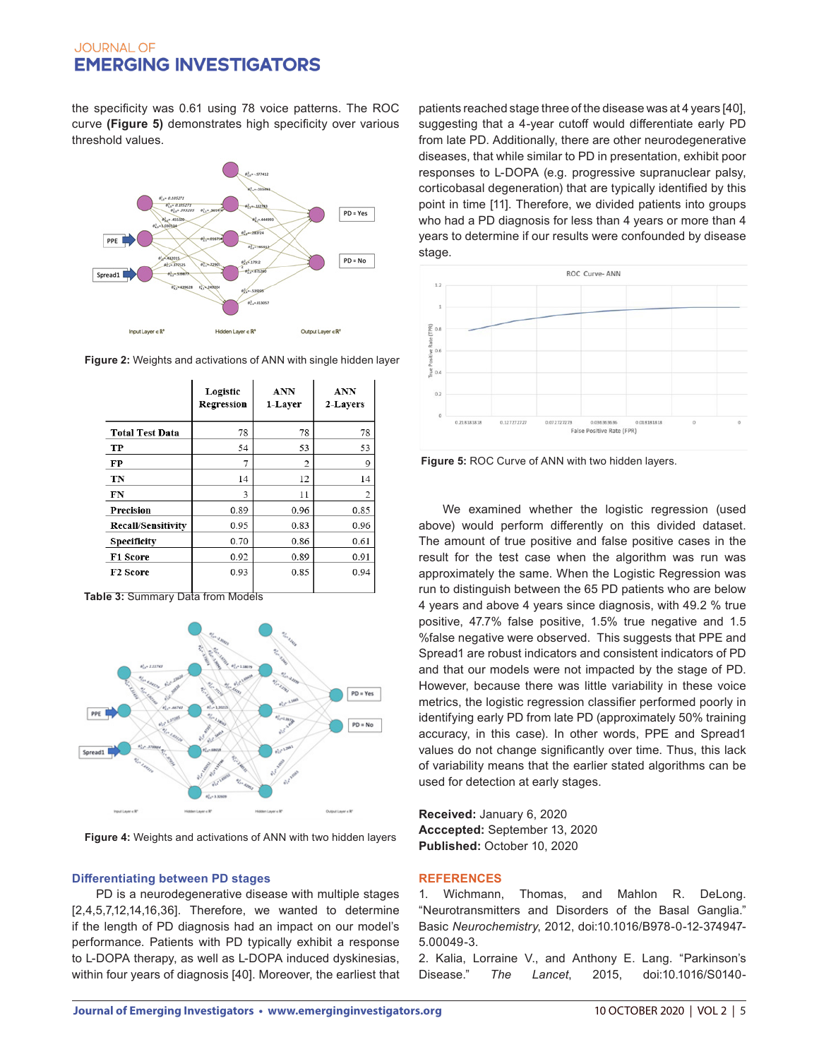the specificity was 0.61 using 78 voice patterns. The ROC curve **(Figure 5)** demonstrates high specificity over various threshold values.

**Figure 2:** Weights and activations of ANN with single hidden layer

| | Logistic Regression | ANN 1-Layer | ANN 2-Layers |
|---|---|---|---|
| **Total Test Data** | 78 | 78 | 78 |
| **TP** | 54 | 53 | 53 |
| **FP** | 7 | 2 | 9 |
| **TN** | 14 | 12 | 14 |
| **FN** | 3 | 11 | 2 |
| **Precision** | 0.89 | 0.96 | 0.85 |
| **Recall/Sensitivity** | 0.95 | 0.83 | 0.96 |
| **Specificity** | 0.70 | 0.86 | 0.61 |
| **F1 Score** | 0.92 | 0.89 | 0.91 |
| **F2 Score** | 0.93 | 0.85 | 0.94 |

**Table 3:** Summary Data from Models

**Figure 4:** Weights and activations of ANN with two hidden layers

### Differentiating between PD stages

PD is a neurodegenerative disease with multiple stages [2,4,5,7,12,14,16,36]. Therefore, we wanted to determine if the length of PD diagnosis had an impact on our model's performance. Patients with PD typically exhibit a response to L-DOPA therapy, as well as L-DOPA induced dyskinesias, within four years of diagnosis [40]. Moreover, the earliest that patients reached stage three of the disease was at 4 years [40], suggesting that a 4-year cutoff would differentiate early PD from late PD. Additionally, there are other neurodegenerative diseases, that while similar to PD in presentation, exhibit poor responses to L-DOPA (e.g. progressive supranuclear palsy, corticobasal degeneration) that are typically identified by this point in time [11]. Therefore, we divided patients into groups who had a PD diagnosis for less than 4 years or more than 4 years to determine if our results were confounded by disease stage.

**Figure 5:** ROC Curve of ANN with two hidden layers.

We examined whether the logistic regression (used above) would perform differently on this divided dataset. The amount of true positive and false positive cases in the result for the test case when the algorithm was run was approximately the same. When the Logistic Regression was run to distinguish between the 65 PD patients who are below 4 years and above 4 years since diagnosis, with 49.2 % true positive, 47.7% false positive, 1.5% true negative and 1.5 %false negative were observed. This suggests that PPE and Spread1 are robust indicators and consistent indicators of PD and that our models were not impacted by the stage of PD. However, because there was little variability in these voice metrics, the logistic regression classifier performed poorly in identifying early PD from late PD (approximately 50% training accuracy, in this case). In other words, PPE and Spread1 values do not change significantly over time. Thus, this lack of variability means that the earlier stated algorithms can be used for detection at early stages.

**Received:** January 6, 2020
**Acccepted:** September 13, 2020
**Published:** October 10, 2020

## REFERENCES

1. Wichmann, Thomas, and Mahlon R. DeLong. "Neurotransmitters and Disorders of the Basal Ganglia." Basic *Neurochemistry*, 2012, doi:10.1016/B978-0-12-374947-5.00049-3.
2. Kalia, Lorraine V., and Anthony E. Lang. "Parkinson's Disease." *The Lancet*, 2015, doi:10.1016/S0140-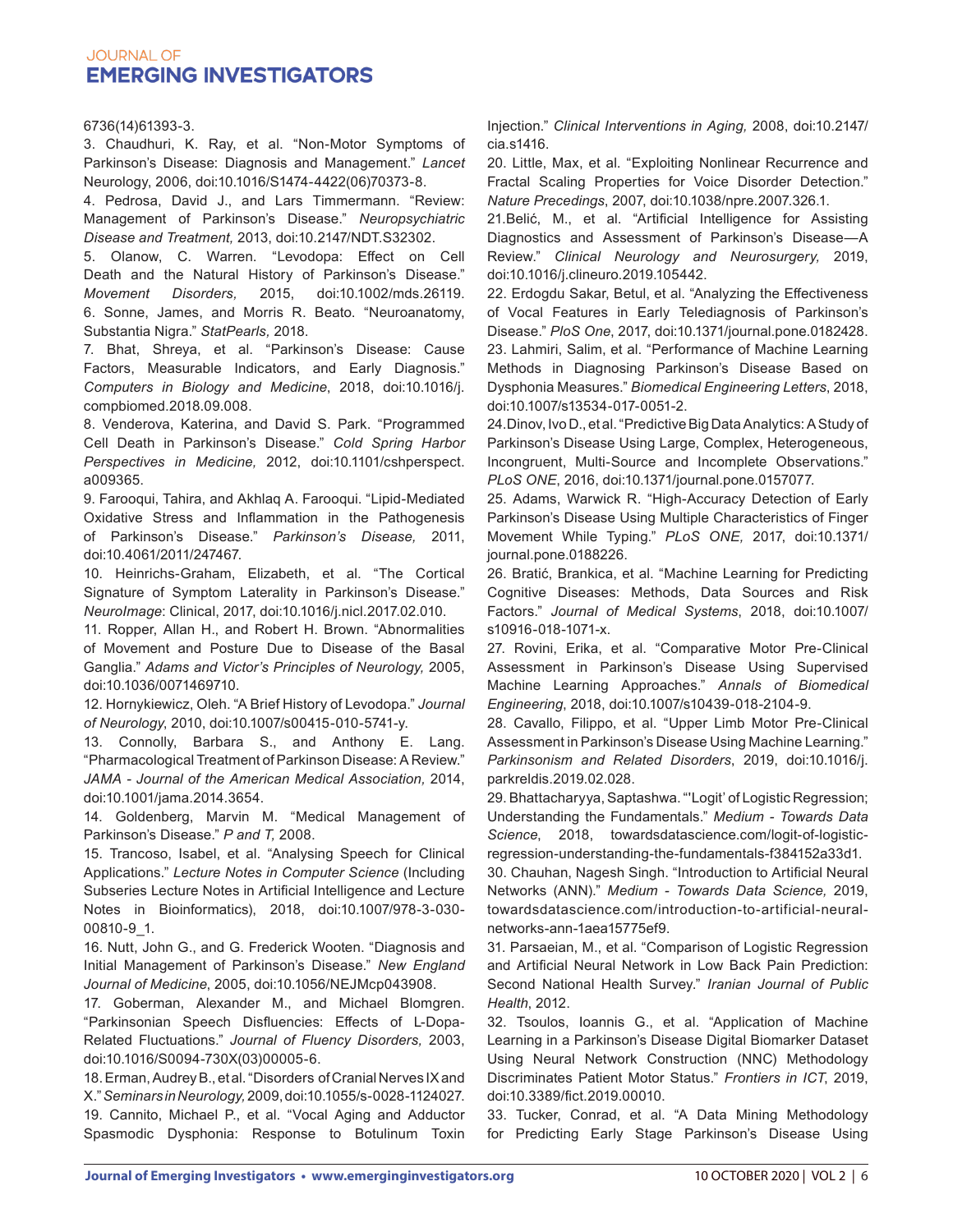6736(14)61393-3.

3. Chaudhuri, K. Ray, et al. "Non-Motor Symptoms of Parkinson's Disease: Diagnosis and Management." *Lancet* Neurology, 2006, doi:10.1016/S1474-4422(06)70373-8.

4. Pedrosa, David J., and Lars Timmermann. "Review: Management of Parkinson's Disease." *Neuropsychiatric Disease and Treatment,* 2013, doi:10.2147/NDT.S32302.

5. Olanow, C. Warren. "Levodopa: Effect on Cell Death and the Natural History of Parkinson's Disease." *Movement Disorders,* 2015, doi:10.1002/mds.26119.

6. Sonne, James, and Morris R. Beato. "Neuroanatomy, Substantia Nigra." *StatPearls,* 2018.

7. Bhat, Shreya, et al. "Parkinson's Disease: Cause Factors, Measurable Indicators, and Early Diagnosis." *Computers in Biology and Medicine*, 2018, doi:10.1016/j.compbiomed.2018.09.008.

8. Venderova, Katerina, and David S. Park. "Programmed Cell Death in Parkinson's Disease." *Cold Spring Harbor Perspectives in Medicine,* 2012, doi:10.1101/cshperspect.a009365.

9. Farooqui, Tahira, and Akhlaq A. Farooqui. "Lipid-Mediated Oxidative Stress and Inflammation in the Pathogenesis of Parkinson's Disease." *Parkinson's Disease,* 2011, doi:10.4061/2011/247467.

10. Heinrichs-Graham, Elizabeth, et al. "The Cortical Signature of Symptom Laterality in Parkinson's Disease." *NeuroImage*: Clinical, 2017, doi:10.1016/j.nicl.2017.02.010.

11. Ropper, Allan H., and Robert H. Brown. "Abnormalities of Movement and Posture Due to Disease of the Basal Ganglia." *Adams and Victor's Principles of Neurology,* 2005, doi:10.1036/0071469710.

12. Hornykiewicz, Oleh. "A Brief History of Levodopa." *Journal of Neurology*, 2010, doi:10.1007/s00415-010-5741-y.

13. Connolly, Barbara S., and Anthony E. Lang. "Pharmacological Treatment of Parkinson Disease: A Review." *JAMA - Journal of the American Medical Association,* 2014, doi:10.1001/jama.2014.3654.

14. Goldenberg, Marvin M. "Medical Management of Parkinson's Disease." *P and T,* 2008.

15. Trancoso, Isabel, et al. "Analysing Speech for Clinical Applications." *Lecture Notes in Computer Science* (Including Subseries Lecture Notes in Artificial Intelligence and Lecture Notes in Bioinformatics), 2018, doi:10.1007/978-3-030-00810-9_1.

16. Nutt, John G., and G. Frederick Wooten. "Diagnosis and Initial Management of Parkinson's Disease." *New England Journal of Medicine*, 2005, doi:10.1056/NEJMcp043908.

17. Goberman, Alexander M., and Michael Blomgren. "Parkinsonian Speech Disfluencies: Effects of L-Dopa-Related Fluctuations." *Journal of Fluency Disorders,* 2003, doi:10.1016/S0094-730X(03)00005-6.

18. Erman, Audrey B., et al. "Disorders of Cranial Nerves IX and X." *Seminars in Neurology,* 2009, doi:10.1055/s-0028-1124027.

19. Cannito, Michael P., et al. "Vocal Aging and Adductor Spasmodic Dysphonia: Response to Botulinum Toxin Injection." *Clinical Interventions in Aging,* 2008, doi:10.2147/cia.s1416.

20. Little, Max, et al. "Exploiting Nonlinear Recurrence and Fractal Scaling Properties for Voice Disorder Detection." *Nature Precedings*, 2007, doi:10.1038/npre.2007.326.1.

21. Belić, M., et al. "Artificial Intelligence for Assisting Diagnostics and Assessment of Parkinson's Disease—A Review." *Clinical Neurology and Neurosurgery,* 2019, doi:10.1016/j.clineuro.2019.105442.

22. Erdogdu Sakar, Betul, et al. "Analyzing the Effectiveness of Vocal Features in Early Telediagnosis of Parkinson's Disease." *PloS One*, 2017, doi:10.1371/journal.pone.0182428.

23. Lahmiri, Salim, et al. "Performance of Machine Learning Methods in Diagnosing Parkinson's Disease Based on Dysphonia Measures." *Biomedical Engineering Letters*, 2018, doi:10.1007/s13534-017-0051-2.

24. Dinov, Ivo D., et al. "Predictive Big Data Analytics: A Study of Parkinson's Disease Using Large, Complex, Heterogeneous, Incongruent, Multi-Source and Incomplete Observations." *PLoS ONE*, 2016, doi:10.1371/journal.pone.0157077.

25. Adams, Warwick R. "High-Accuracy Detection of Early Parkinson's Disease Using Multiple Characteristics of Finger Movement While Typing." *PLoS ONE,* 2017, doi:10.1371/journal.pone.0188226.

26. Bratić, Brankica, et al. "Machine Learning for Predicting Cognitive Diseases: Methods, Data Sources and Risk Factors." *Journal of Medical Systems*, 2018, doi:10.1007/s10916-018-1071-x.

27. Rovini, Erika, et al. "Comparative Motor Pre-Clinical Assessment in Parkinson's Disease Using Supervised Machine Learning Approaches." *Annals of Biomedical Engineering*, 2018, doi:10.1007/s10439-018-2104-9.

28. Cavallo, Filippo, et al. "Upper Limb Motor Pre-Clinical Assessment in Parkinson's Disease Using Machine Learning." *Parkinsonism and Related Disorders*, 2019, doi:10.1016/j.parkreldis.2019.02.028.

29. Bhattacharyya, Saptashwa. "'Logit' of Logistic Regression; Understanding the Fundamentals." *Medium - Towards Data Science*, 2018, towardsdatascience.com/logit-of-logistic-regression-understanding-the-fundamentals-f384152a33d1.

30. Chauhan, Nagesh Singh. "Introduction to Artificial Neural Networks (ANN)." *Medium - Towards Data Science,* 2019, towardsdatascience.com/introduction-to-artificial-neural-networks-ann-1aea15775ef9.

31. Parsaeian, M., et al. "Comparison of Logistic Regression and Artificial Neural Network in Low Back Pain Prediction: Second National Health Survey." *Iranian Journal of Public Health*, 2012.

32. Tsoulos, Ioannis G., et al. "Application of Machine Learning in a Parkinson's Disease Digital Biomarker Dataset Using Neural Network Construction (NNC) Methodology Discriminates Patient Motor Status." *Frontiers in ICT*, 2019, doi:10.3389/fict.2019.00010.

33. Tucker, Conrad, et al. "A Data Mining Methodology for Predicting Early Stage Parkinson's Disease Using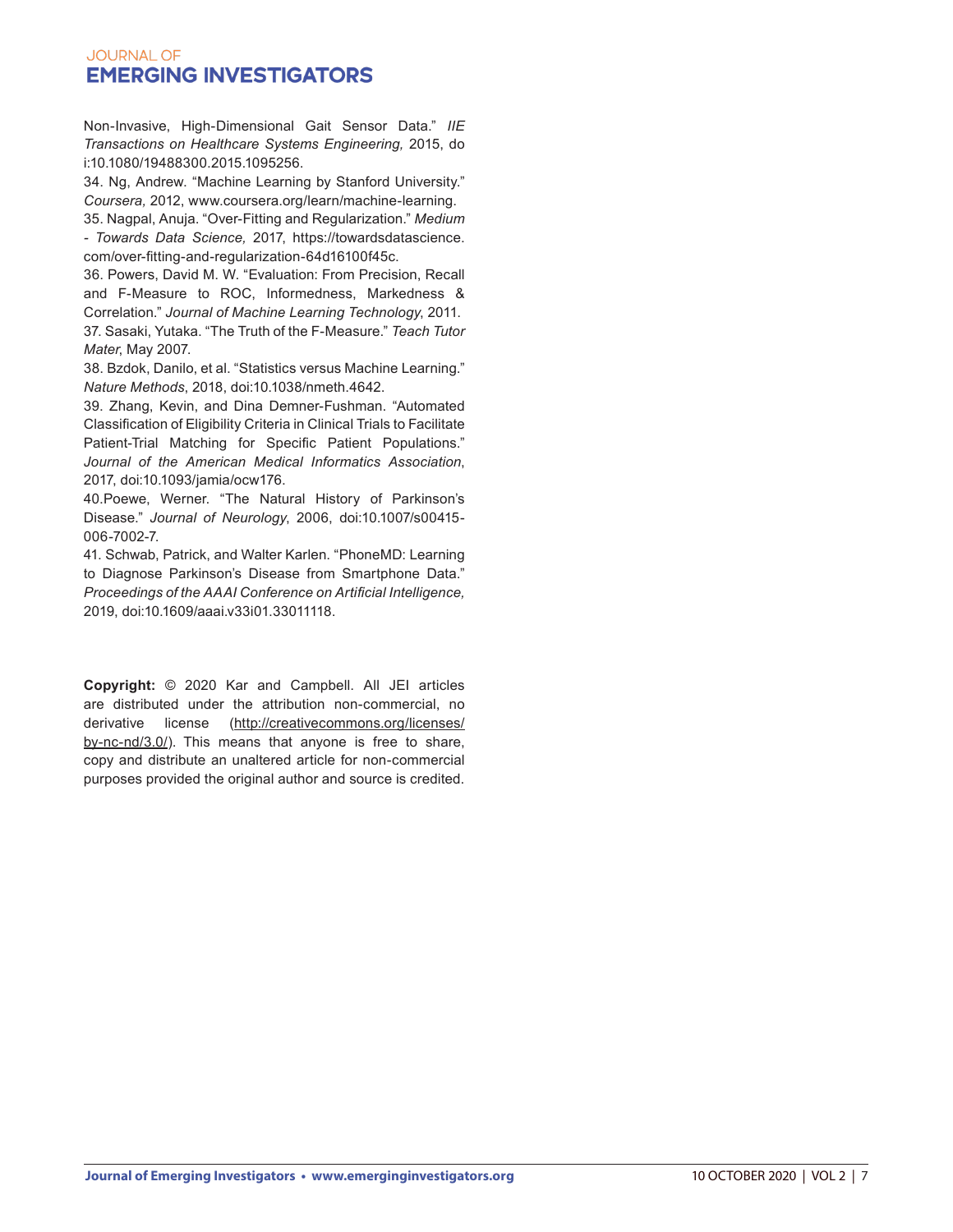Non-Invasive, High-Dimensional Gait Sensor Data." *IIE Transactions on Healthcare Systems Engineering,* 2015, doi:10.1080/19488300.2015.1095256.

34. Ng, Andrew. "Machine Learning by Stanford University." *Coursera,* 2012, www.coursera.org/learn/machine-learning.

35. Nagpal, Anuja. "Over-Fitting and Regularization." *Medium - Towards Data Science,* 2017, https://towardsdatascience.com/over-fitting-and-regularization-64d16100f45c.

36. Powers, David M. W. "Evaluation: From Precision, Recall and F-Measure to ROC, Informedness, Markedness & Correlation." *Journal of Machine Learning Technology*, 2011.

37. Sasaki, Yutaka. "The Truth of the F-Measure." *Teach Tutor Mater*, May 2007.

38. Bzdok, Danilo, et al. "Statistics versus Machine Learning." *Nature Methods*, 2018, doi:10.1038/nmeth.4642.

39. Zhang, Kevin, and Dina Demner-Fushman. "Automated Classification of Eligibility Criteria in Clinical Trials to Facilitate Patient-Trial Matching for Specific Patient Populations." *Journal of the American Medical Informatics Association*, 2017, doi:10.1093/jamia/ocw176.

40. Poewe, Werner. "The Natural History of Parkinson's Disease." *Journal of Neurology*, 2006, doi:10.1007/s00415-006-7002-7.

41. Schwab, Patrick, and Walter Karlen. "PhoneMD: Learning to Diagnose Parkinson's Disease from Smartphone Data." *Proceedings of the AAAI Conference on Artificial Intelligence,* 2019, doi:10.1609/aaai.v33i01.33011118.

**Copyright:** © 2020 Kar and Campbell. All JEI articles are distributed under the attribution non-commercial, no derivative license (http://creativecommons.org/licenses/by-nc-nd/3.0/). This means that anyone is free to share, copy and distribute an unaltered article for non-commercial purposes provided the original author and source is credited.